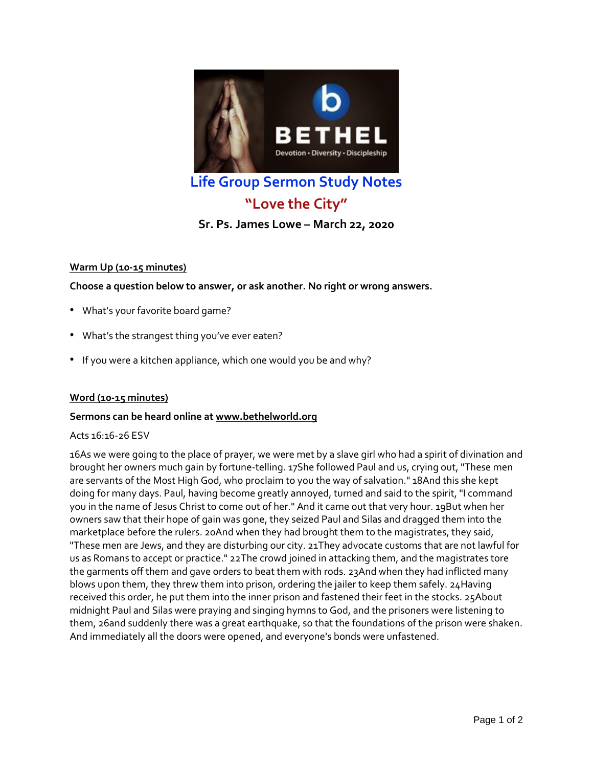# Life Group Sermon Study Notes

## "Love the City"

### Sr. Ps. James Lowe – March 22, 2020

**Warm Up (10-15 minutes)**

**Choose a question below to answer, or ask another. No right or wrong answers.**

- What's your favorite board game?
- What's the strangest thing you've ever eaten?
- If you were a kitchen appliance, which one would you be and why?

**Word (10-15 minutes)**

**Sermons can be heard online at www.bethelworld.org**

Acts 16:16-26 ESV

16As we were going to the place of prayer, we were met by a slave girl who had a spirit of divination and brought her owners much gain by fortune-telling. 17She followed Paul and us, crying out, "These men are servants of the Most High God, who proclaim to you the way of salvation." 18And this she kept doing for many days. Paul, having become greatly annoyed, turned and said to the spirit, "I command you in the name of Jesus Christ to come out of her." And it came out that very hour. 19But when her owners saw that their hope of gain was gone, they seized Paul and Silas and dragged them into the marketplace before the rulers. 20And when they had brought them to the magistrates, they said, "These men are Jews, and they are disturbing our city. 21They advocate customs that are not lawful for us as Romans to accept or practice." 22The crowd joined in attacking them, and the magistrates tore the garments off them and gave orders to beat them with rods. 23And when they had inflicted many blows upon them, they threw them into prison, ordering the jailer to keep them safely. 24Having received this order, he put them into the inner prison and fastened their feet in the stocks. 25About midnight Paul and Silas were praying and singing hymns to God, and the prisoners were listening to them, 26and suddenly there was a great earthquake, so that the foundations of the prison were shaken. And immediately all the doors were opened, and everyone's bonds were unfastened.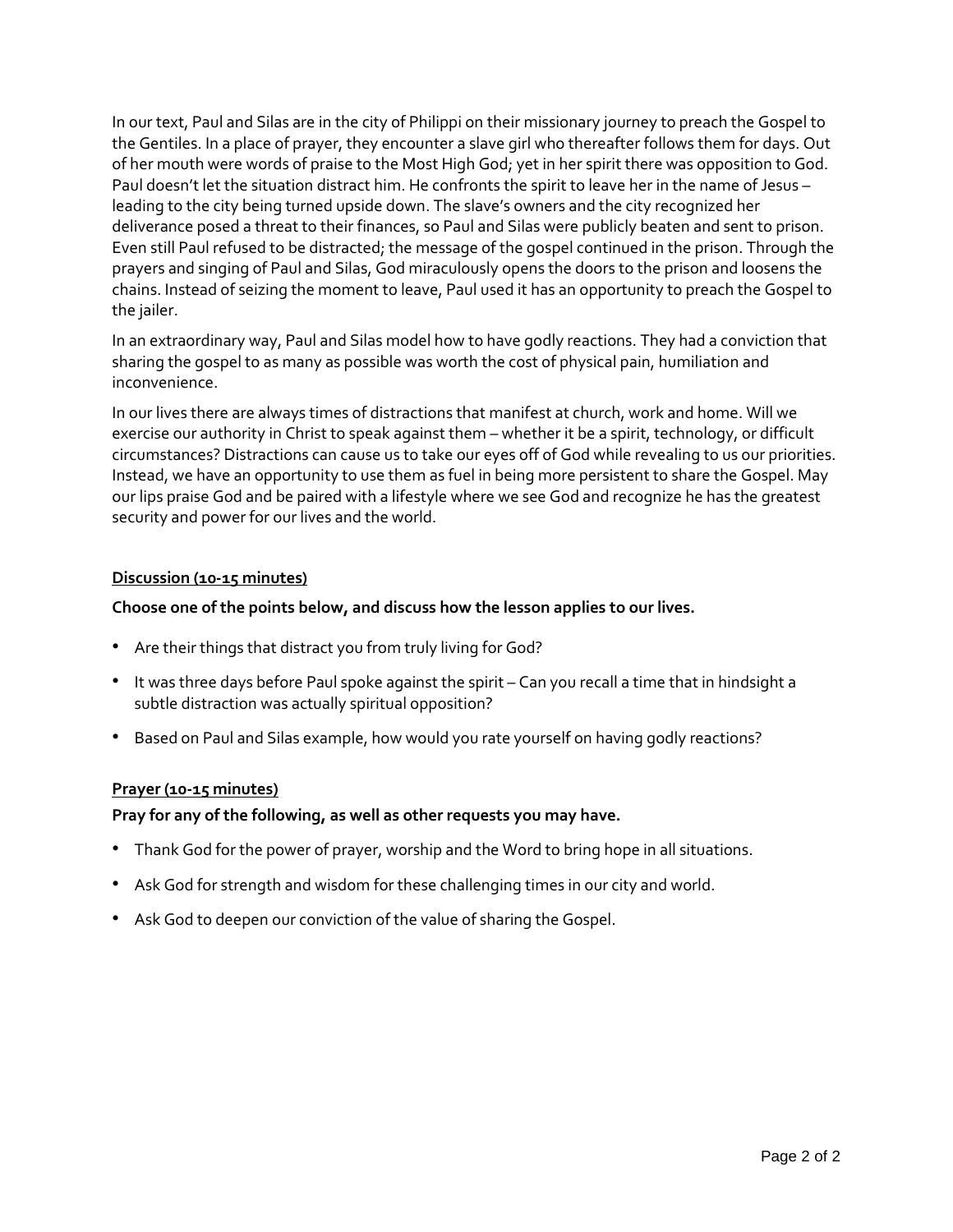In our text, Paul and Silas are in the city of Philippi on their missionary journey to preach the Gospel to the Gentiles. In a place of prayer, they encounter a slave girl who thereafter follows them for days. Out of her mouth were words of praise to the Most High God; yet in her spirit there was opposition to God. Paul doesn't let the situation distract him. He confronts the spirit to leave her in the name of Jesus – leading to the city being turned upside down. The slave's owners and the city recognized her deliverance posed a threat to their finances, so Paul and Silas were publicly beaten and sent to prison. Even still Paul refused to be distracted; the message of the gospel continued in the prison. Through the prayers and singing of Paul and Silas, God miraculously opens the doors to the prison and loosens the chains. Instead of seizing the moment to leave, Paul used it has an opportunity to preach the Gospel to the jailer.

In an extraordinary way, Paul and Silas model how to have godly reactions. They had a conviction that sharing the gospel to as many as possible was worth the cost of physical pain, humiliation and inconvenience.

In our lives there are always times of distractions that manifest at church, work and home. Will we exercise our authority in Christ to speak against them – whether it be a spirit, technology, or difficult circumstances? Distractions can cause us to take our eyes off of God while revealing to us our priorities. Instead, we have an opportunity to use them as fuel in being more persistent to share the Gospel. May our lips praise God and be paired with a lifestyle where we see God and recognize he has the greatest security and power for our lives and the world.

<u>**Discussion (10-15 minutes)**</u>

**Choose one of the points below, and discuss how the lesson applies to our lives.**

- Are their things that distract you from truly living for God?
- It was three days before Paul spoke against the spirit – Can you recall a time that in hindsight a subtle distraction was actually spiritual opposition?
- Based on Paul and Silas example, how would you rate yourself on having godly reactions?

<u>**Prayer (10-15 minutes)**</u>

**Pray for any of the following, as well as other requests you may have.**

- Thank God for the power of prayer, worship and the Word to bring hope in all situations.
- Ask God for strength and wisdom for these challenging times in our city and world.
- Ask God to deepen our conviction of the value of sharing the Gospel.